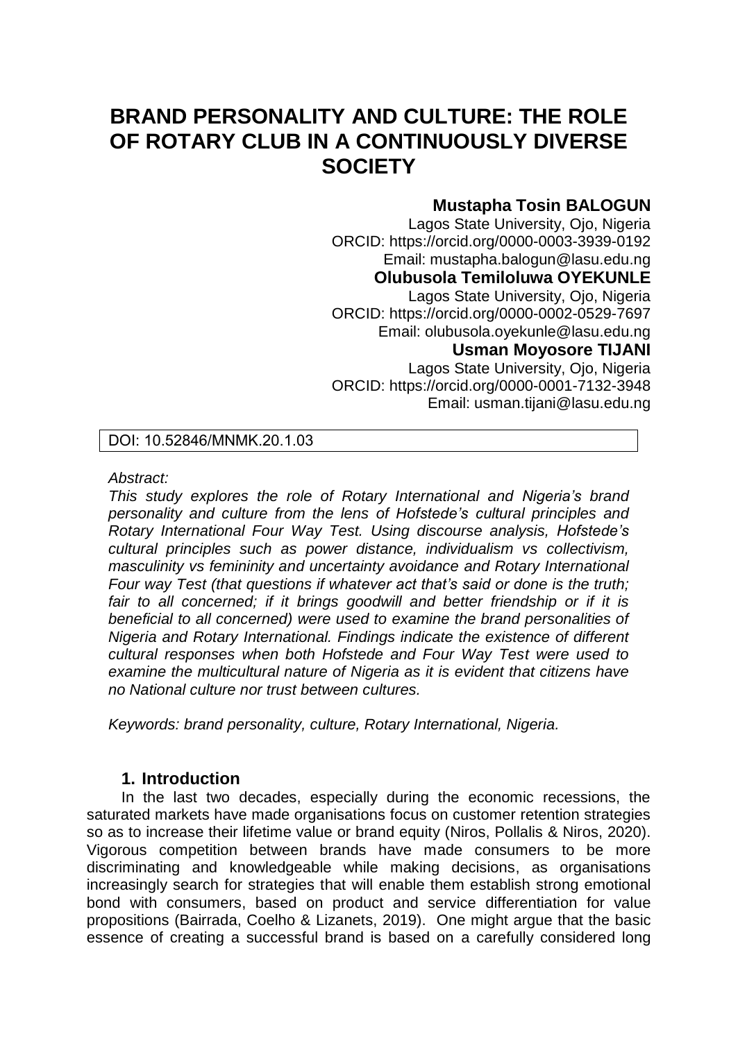# BRAND PERSONALITY AND CULTURE: THE ROLE OF ROTARY CLUB IN A CONTINUOUSLY DIVERSE SOCIETY

**Mustapha Tosin BALOGUN**
Lagos State University, Ojo, Nigeria
ORCID: https://orcid.org/0000-0003-3939-0192
Email: mustapha.balogun@lasu.edu.ng

**Olubusola Temiloluwa OYEKUNLE**
Lagos State University, Ojo, Nigeria
ORCID: https://orcid.org/0000-0002-0529-7697
Email: olubusola.oyekunle@lasu.edu.ng

**Usman Moyosore TIJANI**
Lagos State University, Ojo, Nigeria
ORCID: https://orcid.org/0000-0001-7132-3948
Email: usman.tijani@lasu.edu.ng

DOI: 10.52846/MNMK.20.1.03

*Abstract:*

*This study explores the role of Rotary International and Nigeria's brand personality and culture from the lens of Hofstede's cultural principles and Rotary International Four Way Test. Using discourse analysis, Hofstede's cultural principles such as power distance, individualism vs collectivism, masculinity vs femininity and uncertainty avoidance and Rotary International Four way Test (that questions if whatever act that's said or done is the truth; fair to all concerned; if it brings goodwill and better friendship or if it is beneficial to all concerned) were used to examine the brand personalities of Nigeria and Rotary International. Findings indicate the existence of different cultural responses when both Hofstede and Four Way Test were used to examine the multicultural nature of Nigeria as it is evident that citizens have no National culture nor trust between cultures.*

*Keywords: brand personality, culture, Rotary International, Nigeria.*

## 1. Introduction

In the last two decades, especially during the economic recessions, the saturated markets have made organisations focus on customer retention strategies so as to increase their lifetime value or brand equity (Niros, Pollalis & Niros, 2020). Vigorous competition between brands have made consumers to be more discriminating and knowledgeable while making decisions, as organisations increasingly search for strategies that will enable them establish strong emotional bond with consumers, based on product and service differentiation for value propositions (Bairrada, Coelho & Lizanets, 2019). One might argue that the basic essence of creating a successful brand is based on a carefully considered long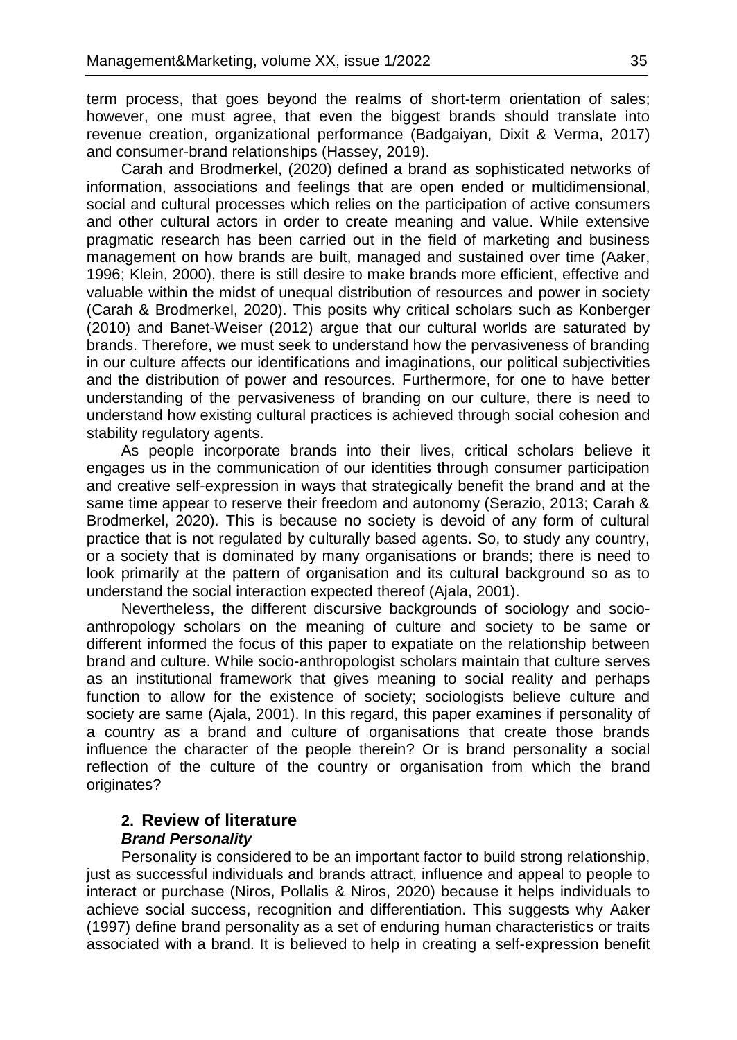term process, that goes beyond the realms of short-term orientation of sales; however, one must agree, that even the biggest brands should translate into revenue creation, organizational performance (Badgaiyan, Dixit & Verma, 2017) and consumer-brand relationships (Hassey, 2019).

Carah and Brodmerkel, (2020) defined a brand as sophisticated networks of information, associations and feelings that are open ended or multidimensional, social and cultural processes which relies on the participation of active consumers and other cultural actors in order to create meaning and value. While extensive pragmatic research has been carried out in the field of marketing and business management on how brands are built, managed and sustained over time (Aaker, 1996; Klein, 2000), there is still desire to make brands more efficient, effective and valuable within the midst of unequal distribution of resources and power in society (Carah & Brodmerkel, 2020). This posits why critical scholars such as Konberger (2010) and Banet-Weiser (2012) argue that our cultural worlds are saturated by brands. Therefore, we must seek to understand how the pervasiveness of branding in our culture affects our identifications and imaginations, our political subjectivities and the distribution of power and resources. Furthermore, for one to have better understanding of the pervasiveness of branding on our culture, there is need to understand how existing cultural practices is achieved through social cohesion and stability regulatory agents.

As people incorporate brands into their lives, critical scholars believe it engages us in the communication of our identities through consumer participation and creative self-expression in ways that strategically benefit the brand and at the same time appear to reserve their freedom and autonomy (Serazio, 2013; Carah & Brodmerkel, 2020). This is because no society is devoid of any form of cultural practice that is not regulated by culturally based agents. So, to study any country, or a society that is dominated by many organisations or brands; there is need to look primarily at the pattern of organisation and its cultural background so as to understand the social interaction expected thereof (Ajala, 2001).

Nevertheless, the different discursive backgrounds of sociology and socio-anthropology scholars on the meaning of culture and society to be same or different informed the focus of this paper to expatiate on the relationship between brand and culture. While socio-anthropologist scholars maintain that culture serves as an institutional framework that gives meaning to social reality and perhaps function to allow for the existence of society; sociologists believe culture and society are same (Ajala, 2001). In this regard, this paper examines if personality of a country as a brand and culture of organisations that create those brands influence the character of the people therein? Or is brand personality a social reflection of the culture of the country or organisation from which the brand originates?

## 2. Review of literature

### *Brand Personality*

Personality is considered to be an important factor to build strong relationship, just as successful individuals and brands attract, influence and appeal to people to interact or purchase (Niros, Pollalis & Niros, 2020) because it helps individuals to achieve social success, recognition and differentiation. This suggests why Aaker (1997) define brand personality as a set of enduring human characteristics or traits associated with a brand. It is believed to help in creating a self-expression benefit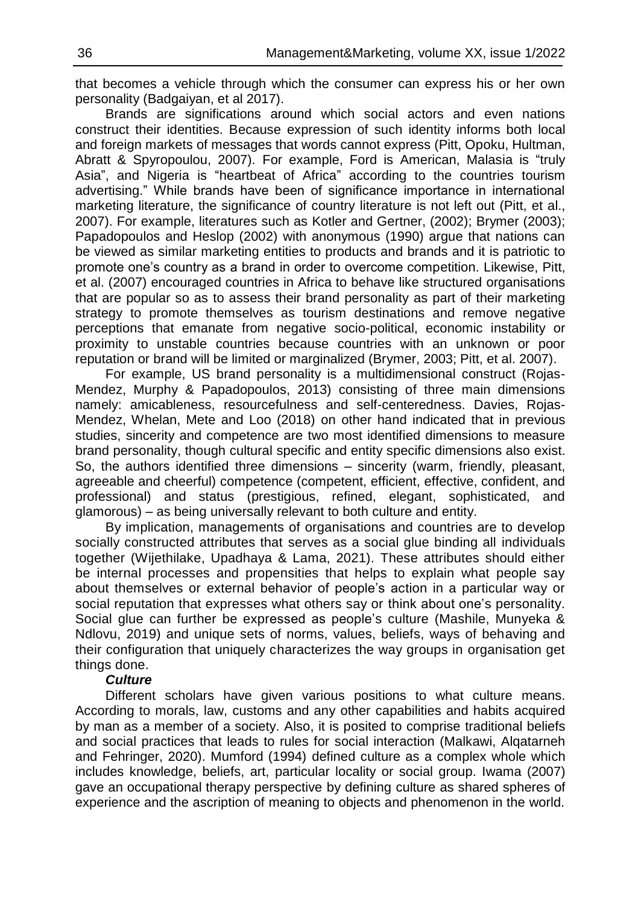that becomes a vehicle through which the consumer can express his or her own personality (Badgaiyan, et al 2017).

Brands are significations around which social actors and even nations construct their identities. Because expression of such identity informs both local and foreign markets of messages that words cannot express (Pitt, Opoku, Hultman, Abratt & Spyropoulou, 2007). For example, Ford is American, Malasia is "truly Asia", and Nigeria is "heartbeat of Africa" according to the countries tourism advertising." While brands have been of significance importance in international marketing literature, the significance of country literature is not left out (Pitt, et al., 2007). For example, literatures such as Kotler and Gertner, (2002); Brymer (2003); Papadopoulos and Heslop (2002) with anonymous (1990) argue that nations can be viewed as similar marketing entities to products and brands and it is patriotic to promote one's country as a brand in order to overcome competition. Likewise, Pitt, et al. (2007) encouraged countries in Africa to behave like structured organisations that are popular so as to assess their brand personality as part of their marketing strategy to promote themselves as tourism destinations and remove negative perceptions that emanate from negative socio-political, economic instability or proximity to unstable countries because countries with an unknown or poor reputation or brand will be limited or marginalized (Brymer, 2003; Pitt, et al. 2007).

For example, US brand personality is a multidimensional construct (Rojas-Mendez, Murphy & Papadopoulos, 2013) consisting of three main dimensions namely: amicableness, resourcefulness and self-centeredness. Davies, Rojas-Mendez, Whelan, Mete and Loo (2018) on other hand indicated that in previous studies, sincerity and competence are two most identified dimensions to measure brand personality, though cultural specific and entity specific dimensions also exist. So, the authors identified three dimensions – sincerity (warm, friendly, pleasant, agreeable and cheerful) competence (competent, efficient, effective, confident, and professional) and status (prestigious, refined, elegant, sophisticated, and glamorous) – as being universally relevant to both culture and entity.

By implication, managements of organisations and countries are to develop socially constructed attributes that serves as a social glue binding all individuals together (Wijethilake, Upadhaya & Lama, 2021). These attributes should either be internal processes and propensities that helps to explain what people say about themselves or external behavior of people's action in a particular way or social reputation that expresses what others say or think about one's personality. Social glue can further be expressed as people's culture (Mashile, Munyeka & Ndlovu, 2019) and unique sets of norms, values, beliefs, ways of behaving and their configuration that uniquely characterizes the way groups in organisation get things done.

### *Culture*

Different scholars have given various positions to what culture means. According to morals, law, customs and any other capabilities and habits acquired by man as a member of a society. Also, it is posited to comprise traditional beliefs and social practices that leads to rules for social interaction (Malkawi, Alqatarneh and Fehringer, 2020). Mumford (1994) defined culture as a complex whole which includes knowledge, beliefs, art, particular locality or social group. Iwama (2007) gave an occupational therapy perspective by defining culture as shared spheres of experience and the ascription of meaning to objects and phenomenon in the world.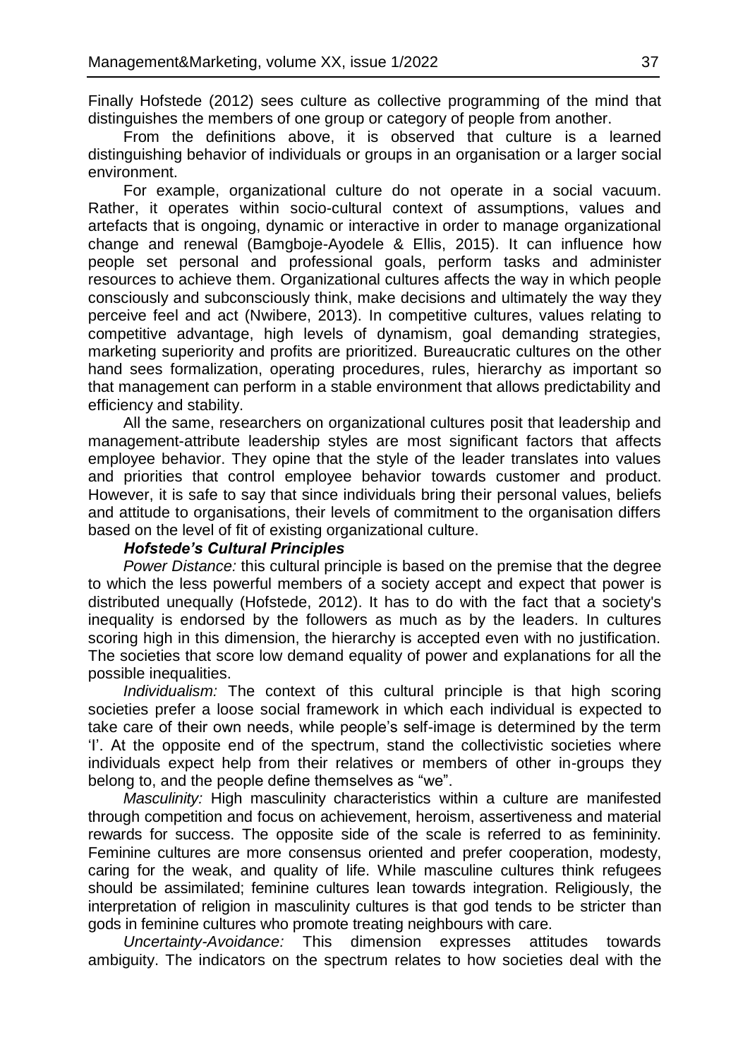Finally Hofstede (2012) sees culture as collective programming of the mind that distinguishes the members of one group or category of people from another.

From the definitions above, it is observed that culture is a learned distinguishing behavior of individuals or groups in an organisation or a larger social environment.

For example, organizational culture do not operate in a social vacuum. Rather, it operates within socio-cultural context of assumptions, values and artefacts that is ongoing, dynamic or interactive in order to manage organizational change and renewal (Bamgboje-Ayodele & Ellis, 2015). It can influence how people set personal and professional goals, perform tasks and administer resources to achieve them. Organizational cultures affects the way in which people consciously and subconsciously think, make decisions and ultimately the way they perceive feel and act (Nwibere, 2013). In competitive cultures, values relating to competitive advantage, high levels of dynamism, goal demanding strategies, marketing superiority and profits are prioritized. Bureaucratic cultures on the other hand sees formalization, operating procedures, rules, hierarchy as important so that management can perform in a stable environment that allows predictability and efficiency and stability.

All the same, researchers on organizational cultures posit that leadership and management-attribute leadership styles are most significant factors that affects employee behavior. They opine that the style of the leader translates into values and priorities that control employee behavior towards customer and product. However, it is safe to say that since individuals bring their personal values, beliefs and attitude to organisations, their levels of commitment to the organisation differs based on the level of fit of existing organizational culture.

### *Hofstede's Cultural Principles*

*Power Distance:* this cultural principle is based on the premise that the degree to which the less powerful members of a society accept and expect that power is distributed unequally (Hofstede, 2012). It has to do with the fact that a society's inequality is endorsed by the followers as much as by the leaders. In cultures scoring high in this dimension, the hierarchy is accepted even with no justification. The societies that score low demand equality of power and explanations for all the possible inequalities.

*Individualism:* The context of this cultural principle is that high scoring societies prefer a loose social framework in which each individual is expected to take care of their own needs, while people's self-image is determined by the term 'I'. At the opposite end of the spectrum, stand the collectivistic societies where individuals expect help from their relatives or members of other in-groups they belong to, and the people define themselves as "we".

*Masculinity:* High masculinity characteristics within a culture are manifested through competition and focus on achievement, heroism, assertiveness and material rewards for success. The opposite side of the scale is referred to as femininity. Feminine cultures are more consensus oriented and prefer cooperation, modesty, caring for the weak, and quality of life. While masculine cultures think refugees should be assimilated; feminine cultures lean towards integration. Religiously, the interpretation of religion in masculinity cultures is that god tends to be stricter than gods in feminine cultures who promote treating neighbours with care.

*Uncertainty-Avoidance:* This dimension expresses attitudes towards ambiguity. The indicators on the spectrum relates to how societies deal with the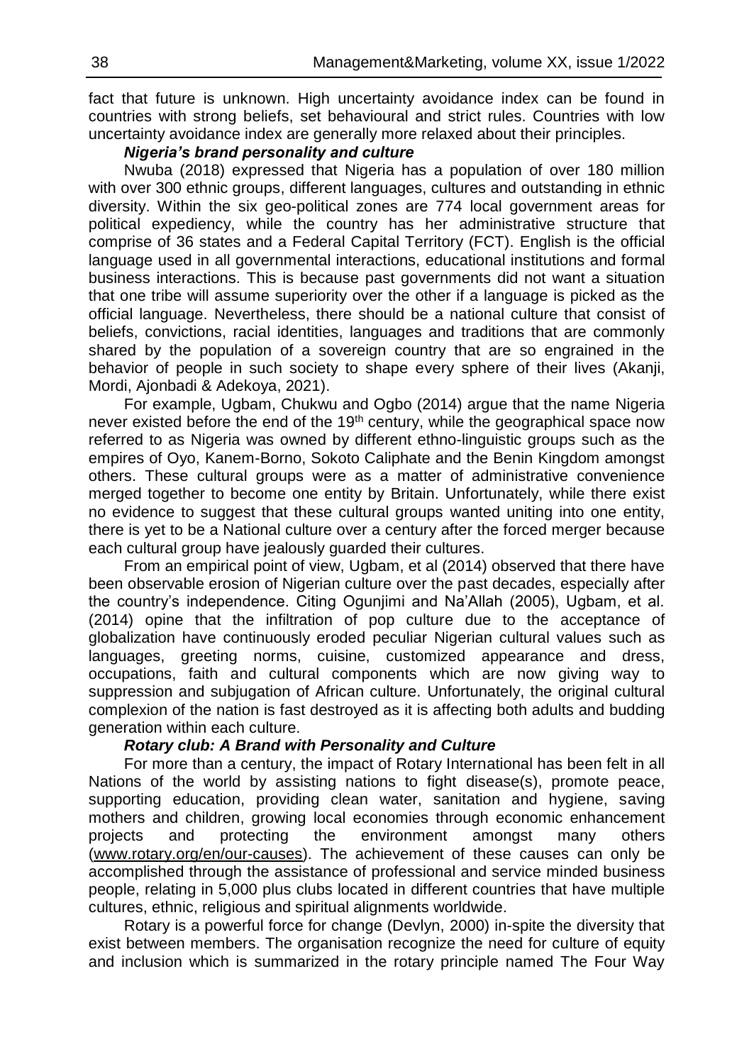fact that future is unknown. High uncertainty avoidance index can be found in countries with strong beliefs, set behavioural and strict rules. Countries with low uncertainty avoidance index are generally more relaxed about their principles.

### *Nigeria's brand personality and culture*

Nwuba (2018) expressed that Nigeria has a population of over 180 million with over 300 ethnic groups, different languages, cultures and outstanding in ethnic diversity. Within the six geo-political zones are 774 local government areas for political expediency, while the country has her administrative structure that comprise of 36 states and a Federal Capital Territory (FCT). English is the official language used in all governmental interactions, educational institutions and formal business interactions. This is because past governments did not want a situation that one tribe will assume superiority over the other if a language is picked as the official language. Nevertheless, there should be a national culture that consist of beliefs, convictions, racial identities, languages and traditions that are commonly shared by the population of a sovereign country that are so engrained in the behavior of people in such society to shape every sphere of their lives (Akanji, Mordi, Ajonbadi & Adekoya, 2021).

For example, Ugbam, Chukwu and Ogbo (2014) argue that the name Nigeria never existed before the end of the 19th century, while the geographical space now referred to as Nigeria was owned by different ethno-linguistic groups such as the empires of Oyo, Kanem-Borno, Sokoto Caliphate and the Benin Kingdom amongst others. These cultural groups were as a matter of administrative convenience merged together to become one entity by Britain. Unfortunately, while there exist no evidence to suggest that these cultural groups wanted uniting into one entity, there is yet to be a National culture over a century after the forced merger because each cultural group have jealously guarded their cultures.

From an empirical point of view, Ugbam, et al (2014) observed that there have been observable erosion of Nigerian culture over the past decades, especially after the country's independence. Citing Ogunjimi and Na'Allah (2005), Ugbam, et al. (2014) opine that the infiltration of pop culture due to the acceptance of globalization have continuously eroded peculiar Nigerian cultural values such as languages, greeting norms, cuisine, customized appearance and dress, occupations, faith and cultural components which are now giving way to suppression and subjugation of African culture. Unfortunately, the original cultural complexion of the nation is fast destroyed as it is affecting both adults and budding generation within each culture.

### *Rotary club: A Brand with Personality and Culture*

For more than a century, the impact of Rotary International has been felt in all Nations of the world by assisting nations to fight disease(s), promote peace, supporting education, providing clean water, sanitation and hygiene, saving mothers and children, growing local economies through economic enhancement projects and protecting the environment amongst many others (www.rotary.org/en/our-causes). The achievement of these causes can only be accomplished through the assistance of professional and service minded business people, relating in 5,000 plus clubs located in different countries that have multiple cultures, ethnic, religious and spiritual alignments worldwide.

Rotary is a powerful force for change (Devlyn, 2000) in-spite the diversity that exist between members. The organisation recognize the need for culture of equity and inclusion which is summarized in the rotary principle named The Four Way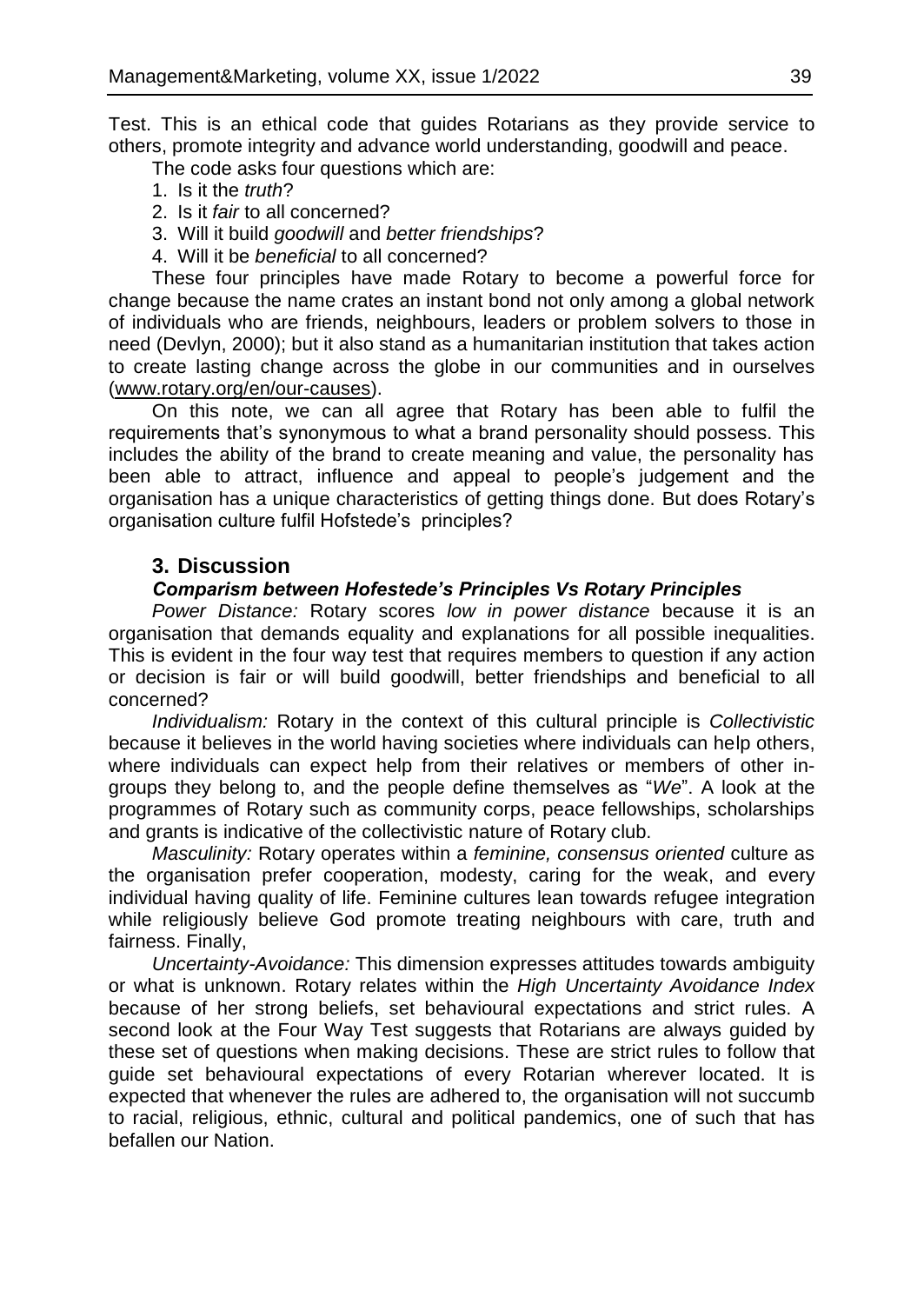Test. This is an ethical code that guides Rotarians as they provide service to others, promote integrity and advance world understanding, goodwill and peace.

The code asks four questions which are:

1. Is it the *truth*?
2. Is it *fair* to all concerned?
3. Will it build *goodwill* and *better friendships*?
4. Will it be *beneficial* to all concerned?

These four principles have made Rotary to become a powerful force for change because the name crates an instant bond not only among a global network of individuals who are friends, neighbours, leaders or problem solvers to those in need (Devlyn, 2000); but it also stand as a humanitarian institution that takes action to create lasting change across the globe in our communities and in ourselves (www.rotary.org/en/our-causes).

On this note, we can all agree that Rotary has been able to fulfil the requirements that's synonymous to what a brand personality should possess. This includes the ability of the brand to create meaning and value, the personality has been able to attract, influence and appeal to people's judgement and the organisation has a unique characteristics of getting things done. But does Rotary's organisation culture fulfil Hofstede's principles?

## 3. Discussion

### *Comparism between Hofestede's Principles Vs Rotary Principles*

*Power Distance:* Rotary scores *low in power distance* because it is an organisation that demands equality and explanations for all possible inequalities. This is evident in the four way test that requires members to question if any action or decision is fair or will build goodwill, better friendships and beneficial to all concerned?

*Individualism:* Rotary in the context of this cultural principle is *Collectivistic* because it believes in the world having societies where individuals can help others, where individuals can expect help from their relatives or members of other in-groups they belong to, and the people define themselves as "*We*". A look at the programmes of Rotary such as community corps, peace fellowships, scholarships and grants is indicative of the collectivistic nature of Rotary club.

*Masculinity:* Rotary operates within a *feminine, consensus oriented* culture as the organisation prefer cooperation, modesty, caring for the weak, and every individual having quality of life. Feminine cultures lean towards refugee integration while religiously believe God promote treating neighbours with care, truth and fairness. Finally,

*Uncertainty-Avoidance:* This dimension expresses attitudes towards ambiguity or what is unknown. Rotary relates within the *High Uncertainty Avoidance Index* because of her strong beliefs, set behavioural expectations and strict rules. A second look at the Four Way Test suggests that Rotarians are always guided by these set of questions when making decisions. These are strict rules to follow that guide set behavioural expectations of every Rotarian wherever located. It is expected that whenever the rules are adhered to, the organisation will not succumb to racial, religious, ethnic, cultural and political pandemics, one of such that has befallen our Nation.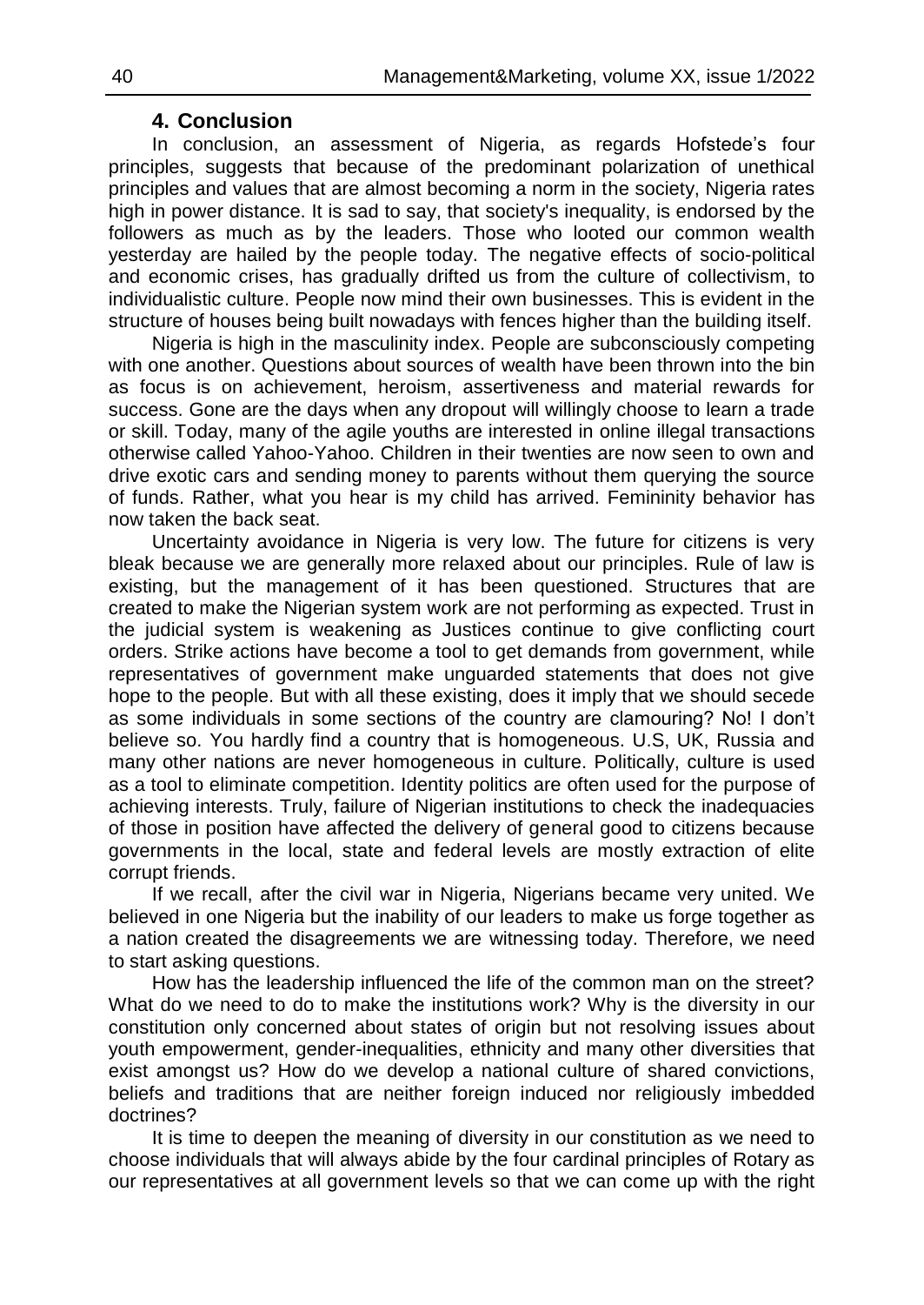## 4. Conclusion

In conclusion, an assessment of Nigeria, as regards Hofstede's four principles, suggests that because of the predominant polarization of unethical principles and values that are almost becoming a norm in the society, Nigeria rates high in power distance. It is sad to say, that society's inequality, is endorsed by the followers as much as by the leaders. Those who looted our common wealth yesterday are hailed by the people today. The negative effects of socio-political and economic crises, has gradually drifted us from the culture of collectivism, to individualistic culture. People now mind their own businesses. This is evident in the structure of houses being built nowadays with fences higher than the building itself.

Nigeria is high in the masculinity index. People are subconsciously competing with one another. Questions about sources of wealth have been thrown into the bin as focus is on achievement, heroism, assertiveness and material rewards for success. Gone are the days when any dropout will willingly choose to learn a trade or skill. Today, many of the agile youths are interested in online illegal transactions otherwise called Yahoo-Yahoo. Children in their twenties are now seen to own and drive exotic cars and sending money to parents without them querying the source of funds. Rather, what you hear is my child has arrived. Femininity behavior has now taken the back seat.

Uncertainty avoidance in Nigeria is very low. The future for citizens is very bleak because we are generally more relaxed about our principles. Rule of law is existing, but the management of it has been questioned. Structures that are created to make the Nigerian system work are not performing as expected. Trust in the judicial system is weakening as Justices continue to give conflicting court orders. Strike actions have become a tool to get demands from government, while representatives of government make unguarded statements that does not give hope to the people. But with all these existing, does it imply that we should secede as some individuals in some sections of the country are clamouring? No! I don't believe so. You hardly find a country that is homogeneous. U.S, UK, Russia and many other nations are never homogeneous in culture. Politically, culture is used as a tool to eliminate competition. Identity politics are often used for the purpose of achieving interests. Truly, failure of Nigerian institutions to check the inadequacies of those in position have affected the delivery of general good to citizens because governments in the local, state and federal levels are mostly extraction of elite corrupt friends.

If we recall, after the civil war in Nigeria, Nigerians became very united. We believed in one Nigeria but the inability of our leaders to make us forge together as a nation created the disagreements we are witnessing today. Therefore, we need to start asking questions.

How has the leadership influenced the life of the common man on the street? What do we need to do to make the institutions work? Why is the diversity in our constitution only concerned about states of origin but not resolving issues about youth empowerment, gender-inequalities, ethnicity and many other diversities that exist amongst us? How do we develop a national culture of shared convictions, beliefs and traditions that are neither foreign induced nor religiously imbedded doctrines?

It is time to deepen the meaning of diversity in our constitution as we need to choose individuals that will always abide by the four cardinal principles of Rotary as our representatives at all government levels so that we can come up with the right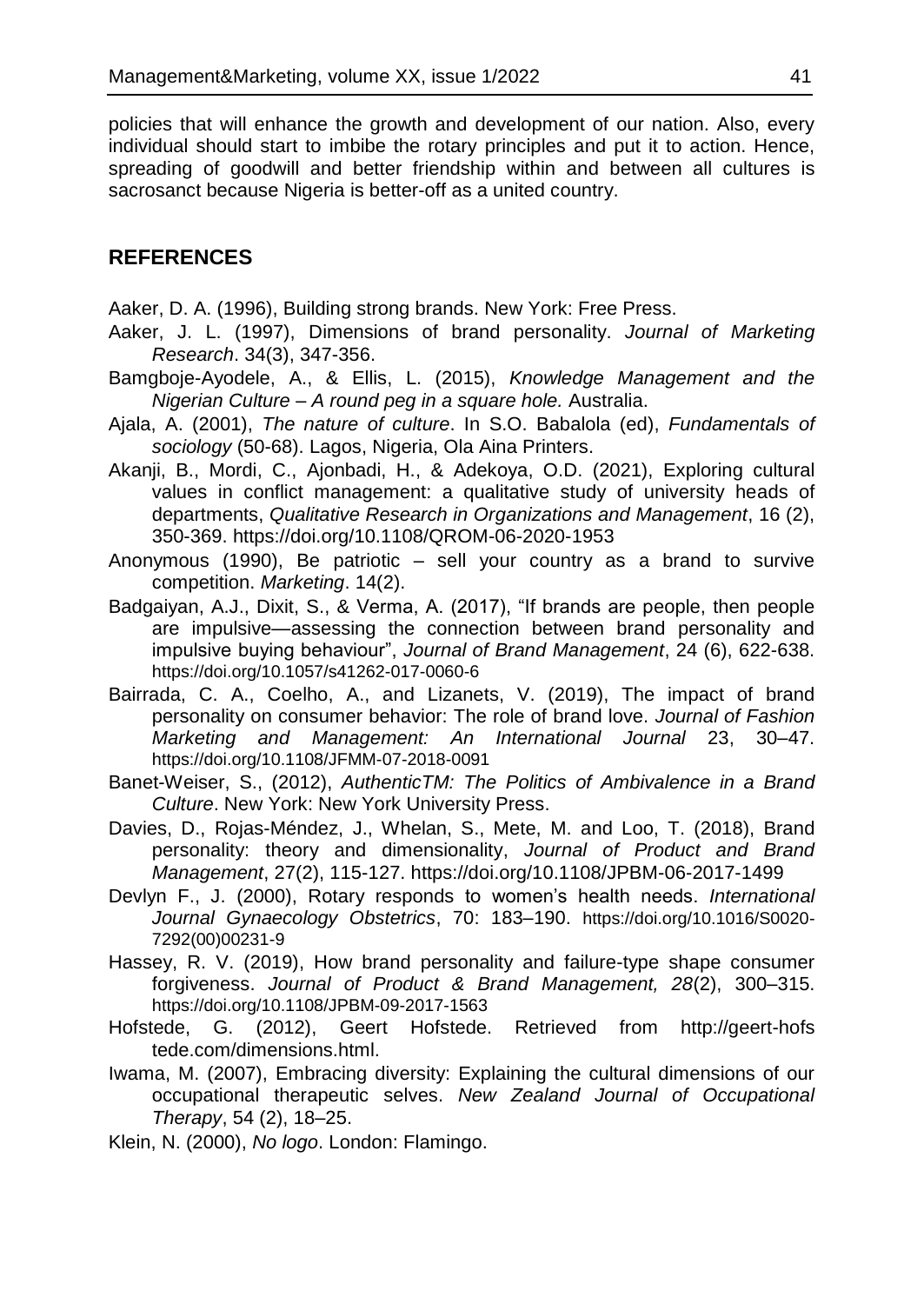policies that will enhance the growth and development of our nation. Also, every individual should start to imbibe the rotary principles and put it to action. Hence, spreading of goodwill and better friendship within and between all cultures is sacrosanct because Nigeria is better-off as a united country.

## REFERENCES

Aaker, D. A. (1996), Building strong brands. New York: Free Press.

Aaker, J. L. (1997), Dimensions of brand personality. *Journal of Marketing Research*. 34(3), 347-356.

Bamgboje-Ayodele, A., & Ellis, L. (2015), *Knowledge Management and the Nigerian Culture – A round peg in a square hole.* Australia.

Ajala, A. (2001), *The nature of culture*. In S.O. Babalola (ed), *Fundamentals of sociology* (50-68). Lagos, Nigeria, Ola Aina Printers.

Akanji, B., Mordi, C., Ajonbadi, H., & Adekoya, O.D. (2021), Exploring cultural values in conflict management: a qualitative study of university heads of departments, *Qualitative Research in Organizations and Management*, 16 (2), 350-369. https://doi.org/10.1108/QROM-06-2020-1953

Anonymous (1990), Be patriotic – sell your country as a brand to survive competition. *Marketing*. 14(2).

Badgaiyan, A.J., Dixit, S., & Verma, A. (2017), "If brands are people, then people are impulsive—assessing the connection between brand personality and impulsive buying behaviour", *Journal of Brand Management*, 24 (6), 622-638. https://doi.org/10.1057/s41262-017-0060-6

Bairrada, C. A., Coelho, A., and Lizanets, V. (2019), The impact of brand personality on consumer behavior: The role of brand love. *Journal of Fashion Marketing and Management: An International Journal* 23, 30–47. https://doi.org/10.1108/JFMM-07-2018-0091

Banet-Weiser, S., (2012), *AuthenticTM: The Politics of Ambivalence in a Brand Culture*. New York: New York University Press.

Davies, D., Rojas-Méndez, J., Whelan, S., Mete, M. and Loo, T. (2018), Brand personality: theory and dimensionality, *Journal of Product and Brand Management*, 27(2), 115-127. https://doi.org/10.1108/JPBM-06-2017-1499

Devlyn F., J. (2000), Rotary responds to women's health needs. *International Journal Gynaecology Obstetrics*, 70: 183–190. https://doi.org/10.1016/S0020-7292(00)00231-9

Hassey, R. V. (2019), How brand personality and failure-type shape consumer forgiveness. *Journal of Product & Brand Management, 28*(2), 300–315. https://doi.org/10.1108/JPBM-09-2017-1563

Hofstede, G. (2012), Geert Hofstede. Retrieved from http://geert-hofstede.com/dimensions.html.

Iwama, M. (2007), Embracing diversity: Explaining the cultural dimensions of our occupational therapeutic selves. *New Zealand Journal of Occupational Therapy*, 54 (2), 18–25.

Klein, N. (2000), *No logo*. London: Flamingo.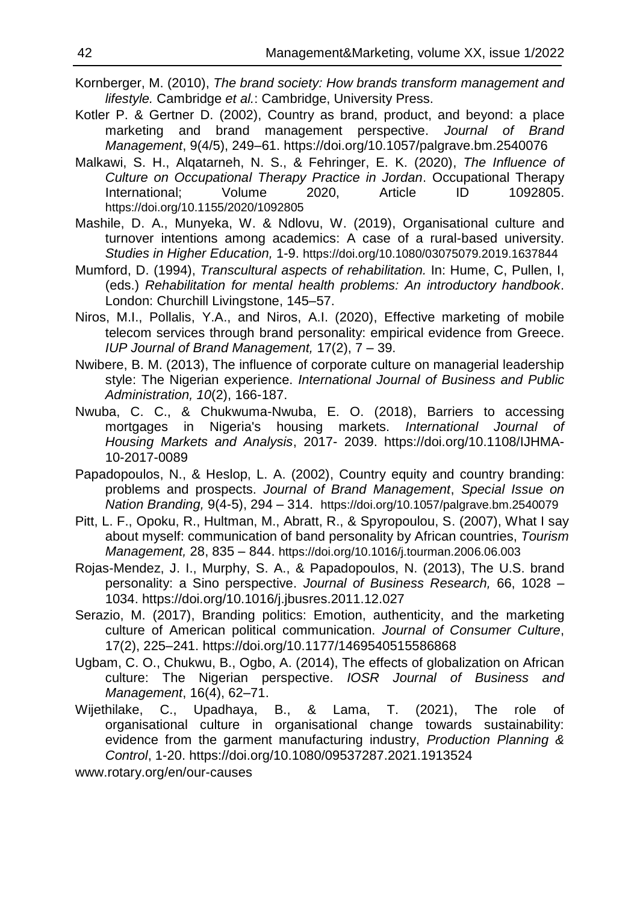Kornberger, M. (2010), *The brand society: How brands transform management and lifestyle.* Cambridge *et al.*: Cambridge, University Press.

Kotler P. & Gertner D. (2002), Country as brand, product, and beyond: a place marketing and brand management perspective. *Journal of Brand Management*, 9(4/5), 249–61. https://doi.org/10.1057/palgrave.bm.2540076

Malkawi, S. H., Alqatarneh, N. S., & Fehringer, E. K. (2020), *The Influence of Culture on Occupational Therapy Practice in Jordan*. Occupational Therapy International; Volume 2020, Article ID 1092805. https://doi.org/10.1155/2020/1092805

Mashile, D. A., Munyeka, W. & Ndlovu, W. (2019), Organisational culture and turnover intentions among academics: A case of a rural-based university. *Studies in Higher Education,* 1-9. https://doi.org/10.1080/03075079.2019.1637844

Mumford, D. (1994), *Transcultural aspects of rehabilitation.* In: Hume, C, Pullen, I, (eds.) *Rehabilitation for mental health problems: An introductory handbook*. London: Churchill Livingstone, 145–57.

Niros, M.I., Pollalis, Y.A., and Niros, A.I. (2020), Effective marketing of mobile telecom services through brand personality: empirical evidence from Greece. *IUP Journal of Brand Management,* 17(2), 7 – 39.

Nwibere, B. M. (2013), The influence of corporate culture on managerial leadership style: The Nigerian experience. *International Journal of Business and Public Administration, 10*(2), 166-187.

Nwuba, C. C., & Chukwuma-Nwuba, E. O. (2018), Barriers to accessing mortgages in Nigeria's housing markets. *International Journal of Housing Markets and Analysis*, 2017- 2039. https://doi.org/10.1108/IJHMA-10-2017-0089

Papadopoulos, N., & Heslop, L. A. (2002), Country equity and country branding: problems and prospects. *Journal of Brand Management*, *Special Issue on Nation Branding,* 9(4-5), 294 – 314. https://doi.org/10.1057/palgrave.bm.2540079

Pitt, L. F., Opoku, R., Hultman, M., Abratt, R., & Spyropoulou, S. (2007), What I say about myself: communication of band personality by African countries, *Tourism Management,* 28, 835 – 844. https://doi.org/10.1016/j.tourman.2006.06.003

Rojas-Mendez, J. I., Murphy, S. A., & Papadopoulos, N. (2013), The U.S. brand personality: a Sino perspective. *Journal of Business Research,* 66, 1028 – 1034. https://doi.org/10.1016/j.jbusres.2011.12.027

Serazio, M. (2017), Branding politics: Emotion, authenticity, and the marketing culture of American political communication. *Journal of Consumer Culture*, 17(2), 225–241. https://doi.org/10.1177/1469540515586868

Ugbam, C. O., Chukwu, B., Ogbo, A. (2014), The effects of globalization on African culture: The Nigerian perspective. *IOSR Journal of Business and Management*, 16(4), 62–71.

Wijethilake, C., Upadhaya, B., & Lama, T. (2021), The role of organisational culture in organisational change towards sustainability: evidence from the garment manufacturing industry, *Production Planning & Control*, 1-20. https://doi.org/10.1080/09537287.2021.1913524

www.rotary.org/en/our-causes